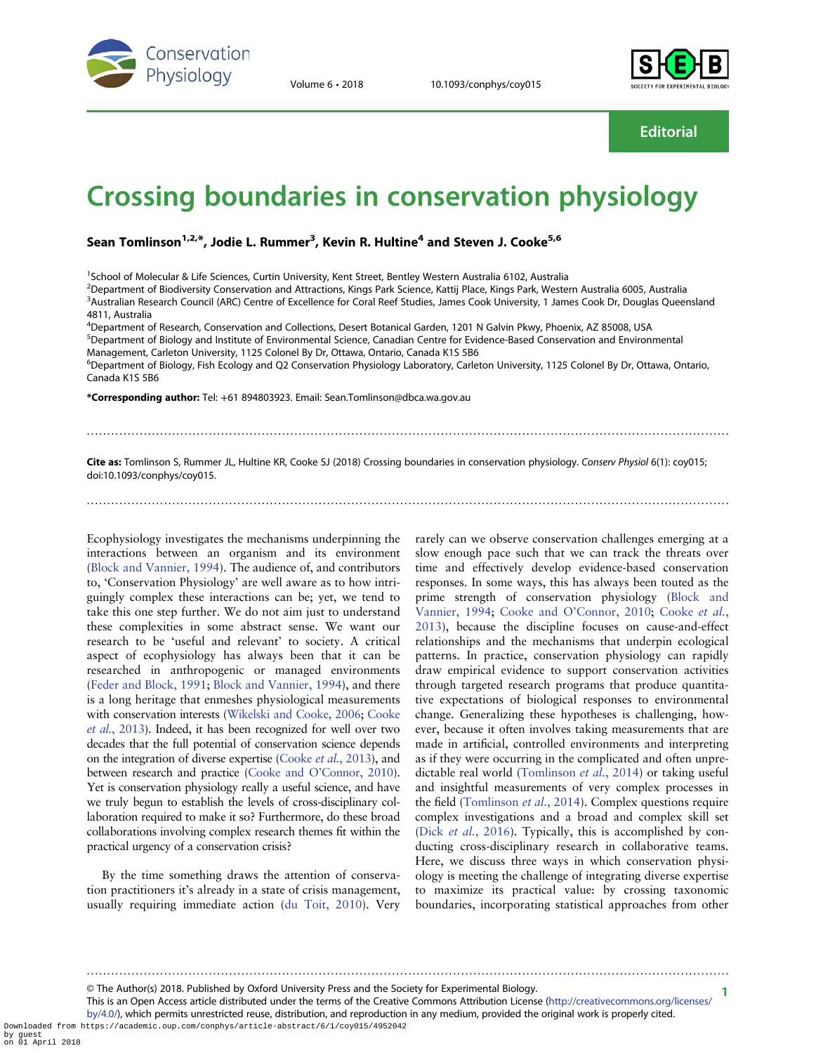Editorial

# Crossing boundaries in conservation physiology

**Sean Tomlinson[1,2,*], Jodie L. Rummer[3], Kevin R. Hultine[4] and Steven J. Cooke[5,6]**

[1]School of Molecular & Life Sciences, Curtin University, Kent Street, Bentley Western Australia 6102, Australia
[2]Department of Biodiversity Conservation and Attractions, Kings Park Science, Kattij Place, Kings Park, Western Australia 6005, Australia
[3]Australian Research Council (ARC) Centre of Excellence for Coral Reef Studies, James Cook University, 1 James Cook Dr, Douglas Queensland 4811, Australia
[4]Department of Research, Conservation and Collections, Desert Botanical Garden, 1201 N Galvin Pkwy, Phoenix, AZ 85008, USA
[5]Department of Biology and Institute of Environmental Science, Canadian Centre for Evidence-Based Conservation and Environmental Management, Carleton University, 1125 Colonel By Dr, Ottawa, Ontario, Canada K1S 5B6
[6]Department of Biology, Fish Ecology and Q2 Conservation Physiology Laboratory, Carleton University, 1125 Colonel By Dr, Ottawa, Ontario, Canada K1S 5B6

**\*Corresponding author:** Tel: +61 894803923. Email: Sean.Tomlinson@dbca.wa.gov.au

**Cite as:** Tomlinson S, Rummer JL, Hultine KR, Cooke SJ (2018) Crossing boundaries in conservation physiology. *Conserv Physiol* 6(1): coy015; doi:10.1093/conphys/coy015.

Ecophysiology investigates the mechanisms underpinning the interactions between an organism and its environment (Block and Vannier, 1994). The audience of, and contributors to, 'Conservation Physiology' are well aware as to how intriguingly complex these interactions can be; yet, we tend to take this one step further. We do not aim just to understand these complexities in some abstract sense. We want our research to be 'useful and relevant' to society. A critical aspect of ecophysiology has always been that it can be researched in anthropogenic or managed environments (Feder and Block, 1991; Block and Vannier, 1994), and there is a long heritage that enmeshes physiological measurements with conservation interests (Wikelski and Cooke, 2006; Cooke *et al.*, 2013). Indeed, it has been recognized for well over two decades that the full potential of conservation science depends on the integration of diverse expertise (Cooke *et al.*, 2013), and between research and practice (Cooke and O'Connor, 2010). Yet is conservation physiology really a useful science, and have we truly begun to establish the levels of cross-disciplinary collaboration required to make it so? Furthermore, do these broad collaborations involving complex research themes fit within the practical urgency of a conservation crisis?

By the time something draws the attention of conservation practitioners it's already in a state of crisis management, usually requiring immediate action (du Toit, 2010). Very rarely can we observe conservation challenges emerging at a slow enough pace such that we can track the threats over time and effectively develop evidence-based conservation responses. In some ways, this has always been touted as the prime strength of conservation physiology (Block and Vannier, 1994; Cooke and O'Connor, 2010; Cooke *et al.*, 2013), because the discipline focuses on cause-and-effect relationships and the mechanisms that underpin ecological patterns. In practice, conservation physiology can rapidly draw empirical evidence to support conservation activities through targeted research programs that produce quantitative expectations of biological responses to environmental change. Generalizing these hypotheses is challenging, however, because it often involves taking measurements that are made in artificial, controlled environments and interpreting as if they were occurring in the complicated and often unpredictable real world (Tomlinson *et al.*, 2014) or taking useful and insightful measurements of very complex processes in the field (Tomlinson *et al.*, 2014). Complex questions require complex investigations and a broad and complex skill set (Dick *et al.*, 2016). Typically, this is accomplished by conducting cross-disciplinary research in collaborative teams. Here, we discuss three ways in which conservation physiology is meeting the challenge of integrating diverse expertise to maximize its practical value: by crossing taxonomic boundaries, incorporating statistical approaches from other

© The Author(s) 2018. Published by Oxford University Press and the Society for Experimental Biology.
This is an Open Access article distributed under the terms of the Creative Commons Attribution License (http://creativecommons.org/licenses/by/4.0/), which permits unrestricted reuse, distribution, and reproduction in any medium, provided the original work is properly cited.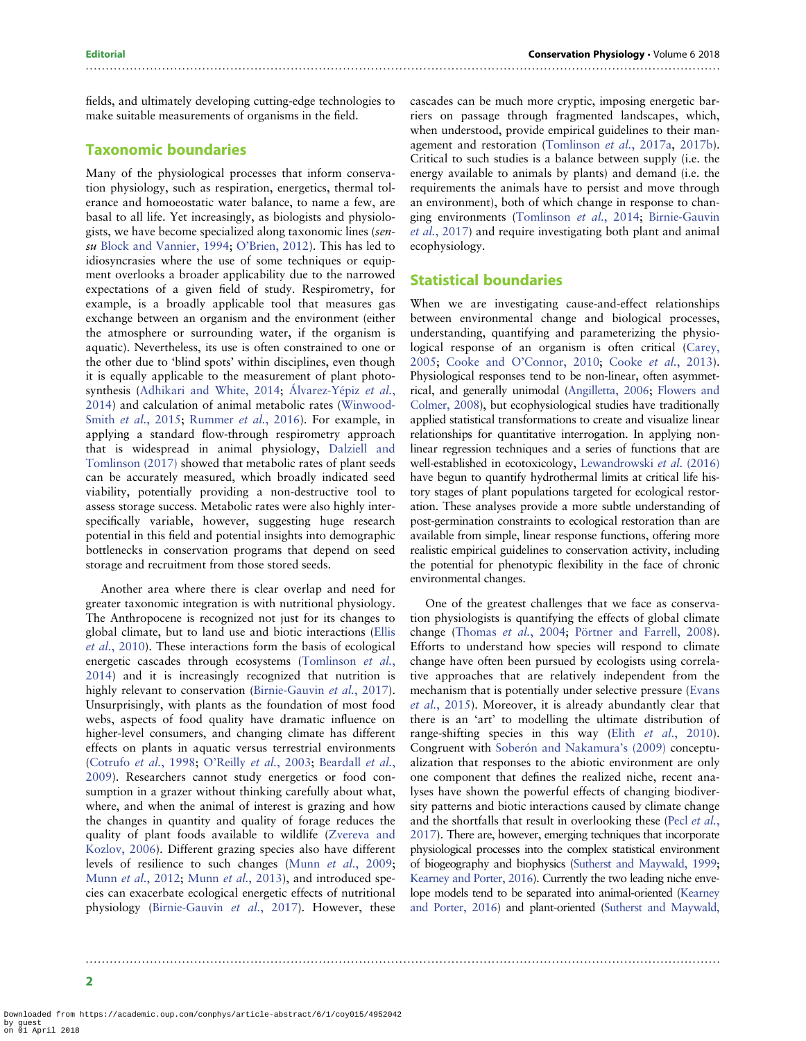fields, and ultimately developing cutting-edge technologies to make suitable measurements of organisms in the field.

## Taxonomic boundaries

Many of the physiological processes that inform conservation physiology, such as respiration, energetics, thermal tolerance and homoeostatic water balance, to name a few, are basal to all life. Yet increasingly, as biologists and physiologists, we have become specialized along taxonomic lines (*sensu* Block and Vannier, 1994; O'Brien, 2012). This has led to idiosyncrasies where the use of some techniques or equipment overlooks a broader applicability due to the narrowed expectations of a given field of study. Respirometry, for example, is a broadly applicable tool that measures gas exchange between an organism and the environment (either the atmosphere or surrounding water, if the organism is aquatic). Nevertheless, its use is often constrained to one or the other due to 'blind spots' within disciplines, even though it is equally applicable to the measurement of plant photosynthesis (Adhikari and White, 2014; Álvarez-Yépiz *et al.*, 2014) and calculation of animal metabolic rates (Winwood-Smith *et al.*, 2015; Rummer *et al.*, 2016). For example, in applying a standard flow-through respirometry approach that is widespread in animal physiology, Dalziell and Tomlinson (2017) showed that metabolic rates of plant seeds can be accurately measured, which broadly indicated seed viability, potentially providing a non-destructive tool to assess storage success. Metabolic rates were also highly interspecifically variable, however, suggesting huge research potential in this field and potential insights into demographic bottlenecks in conservation programs that depend on seed storage and recruitment from those stored seeds.

Another area where there is clear overlap and need for greater taxonomic integration is with nutritional physiology. The Anthropocene is recognized not just for its changes to global climate, but to land use and biotic interactions (Ellis *et al.*, 2010). These interactions form the basis of ecological energetic cascades through ecosystems (Tomlinson *et al.*, 2014) and it is increasingly recognized that nutrition is highly relevant to conservation (Birnie-Gauvin *et al.*, 2017). Unsurprisingly, with plants as the foundation of most food webs, aspects of food quality have dramatic influence on higher-level consumers, and changing climate has different effects on plants in aquatic versus terrestrial environments (Cotrufo *et al.*, 1998; O'Reilly *et al.*, 2003; Beardall *et al.*, 2009). Researchers cannot study energetics or food consumption in a grazer without thinking carefully about what, where, and when the animal of interest is grazing and how the changes in quantity and quality of forage reduces the quality of plant foods available to wildlife (Zvereva and Kozlov, 2006). Different grazing species also have different levels of resilience to such changes (Munn *et al.*, 2009; Munn *et al.*, 2012; Munn *et al.*, 2013), and introduced species can exacerbate ecological energetic effects of nutritional physiology (Birnie-Gauvin *et al.*, 2017). However, these cascades can be much more cryptic, imposing energetic barriers on passage through fragmented landscapes, which, when understood, provide empirical guidelines to their management and restoration (Tomlinson *et al.*, 2017a, 2017b). Critical to such studies is a balance between supply (i.e. the energy available to animals by plants) and demand (i.e. the requirements the animals have to persist and move through an environment), both of which change in response to changing environments (Tomlinson *et al.*, 2014; Birnie-Gauvin *et al.*, 2017) and require investigating both plant and animal ecophysiology.

## Statistical boundaries

When we are investigating cause-and-effect relationships between environmental change and biological processes, understanding, quantifying and parameterizing the physiological response of an organism is often critical (Carey, 2005; Cooke and O'Connor, 2010; Cooke *et al.*, 2013). Physiological responses tend to be non-linear, often asymmetrical, and generally unimodal (Angilletta, 2006; Flowers and Colmer, 2008), but ecophysiological studies have traditionally applied statistical transformations to create and visualize linear relationships for quantitative interrogation. In applying non-linear regression techniques and a series of functions that are well-established in ecotoxicology, Lewandrowski *et al.* (2016) have begun to quantify hydrothermal limits at critical life history stages of plant populations targeted for ecological restoration. These analyses provide a more subtle understanding of post-germination constraints to ecological restoration than are available from simple, linear response functions, offering more realistic empirical guidelines to conservation activity, including the potential for phenotypic flexibility in the face of chronic environmental changes.

One of the greatest challenges that we face as conservation physiologists is quantifying the effects of global climate change (Thomas *et al.*, 2004; Pörtner and Farrell, 2008). Efforts to understand how species will respond to climate change have often been pursued by ecologists using correlative approaches that are relatively independent from the mechanism that is potentially under selective pressure (Evans *et al.*, 2015). Moreover, it is already abundantly clear that there is an 'art' to modelling the ultimate distribution of range-shifting species in this way (Elith *et al.*, 2010). Congruent with Soberón and Nakamura's (2009) conceptualization that responses to the abiotic environment are only one component that defines the realized niche, recent analyses have shown the powerful effects of changing biodiversity patterns and biotic interactions caused by climate change and the shortfalls that result in overlooking these (Pecl *et al.*, 2017). There are, however, emerging techniques that incorporate physiological processes into the complex statistical environment of biogeography and biophysics (Sutherst and Maywald, 1999; Kearney and Porter, 2016). Currently the two leading niche envelope models tend to be separated into animal-oriented (Kearney and Porter, 2016) and plant-oriented (Sutherst and Maywald,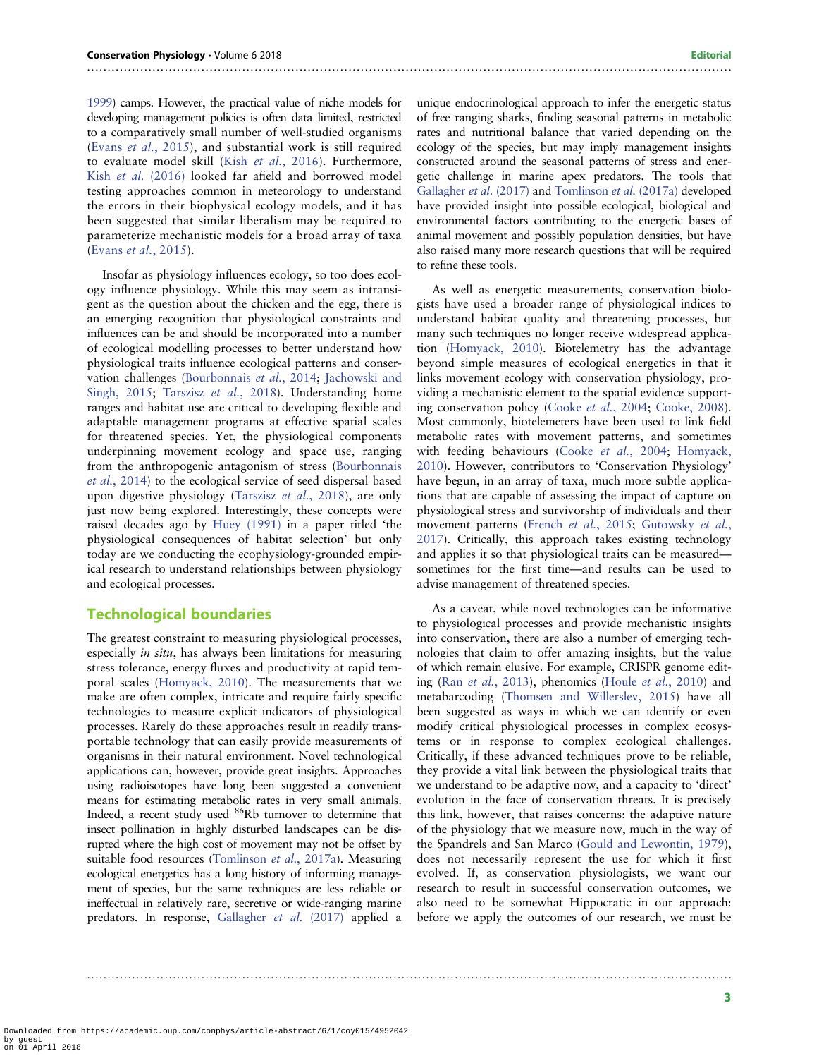1999) camps. However, the practical value of niche models for developing management policies is often data limited, restricted to a comparatively small number of well-studied organisms (Evans *et al.*, 2015), and substantial work is still required to evaluate model skill (Kish *et al.*, 2016). Furthermore, Kish *et al.* (2016) looked far afield and borrowed model testing approaches common in meteorology to understand the errors in their biophysical ecology models, and it has been suggested that similar liberalism may be required to parameterize mechanistic models for a broad array of taxa (Evans *et al.*, 2015).

Insofar as physiology influences ecology, so too does ecology influence physiology. While this may seem as intransigent as the question about the chicken and the egg, there is an emerging recognition that physiological constraints and influences can be and should be incorporated into a number of ecological modelling processes to better understand how physiological traits influence ecological patterns and conservation challenges (Bourbonnais *et al.*, 2014; Jachowski and Singh, 2015; Tarszisz *et al.*, 2018). Understanding home ranges and habitat use are critical to developing flexible and adaptable management programs at effective spatial scales for threatened species. Yet, the physiological components underpinning movement ecology and space use, ranging from the anthropogenic antagonism of stress (Bourbonnais *et al.*, 2014) to the ecological service of seed dispersal based upon digestive physiology (Tarszisz *et al.*, 2018), are only just now being explored. Interestingly, these concepts were raised decades ago by Huey (1991) in a paper titled 'the physiological consequences of habitat selection' but only today are we conducting the ecophysiology-grounded empirical research to understand relationships between physiology and ecological processes.

## Technological boundaries

The greatest constraint to measuring physiological processes, especially *in situ*, has always been limitations for measuring stress tolerance, energy fluxes and productivity at rapid temporal scales (Homyack, 2010). The measurements that we make are often complex, intricate and require fairly specific technologies to measure explicit indicators of physiological processes. Rarely do these approaches result in readily transportable technology that can easily provide measurements of organisms in their natural environment. Novel technological applications can, however, provide great insights. Approaches using radioisotopes have long been suggested a convenient means for estimating metabolic rates in very small animals. Indeed, a recent study used $^{86}$Rb turnover to determine that insect pollination in highly disturbed landscapes can be disrupted where the high cost of movement may not be offset by suitable food resources (Tomlinson *et al.*, 2017a). Measuring ecological energetics has a long history of informing management of species, but the same techniques are less reliable or ineffectual in relatively rare, secretive or wide-ranging marine predators. In response, Gallagher *et al.* (2017) applied a unique endocrinological approach to infer the energetic status of free ranging sharks, finding seasonal patterns in metabolic rates and nutritional balance that varied depending on the ecology of the species, but may imply management insights constructed around the seasonal patterns of stress and energetic challenge in marine apex predators. The tools that Gallagher *et al.* (2017) and Tomlinson *et al.* (2017a) developed have provided insight into possible ecological, biological and environmental factors contributing to the energetic bases of animal movement and possibly population densities, but have also raised many more research questions that will be required to refine these tools.

As well as energetic measurements, conservation biologists have used a broader range of physiological indices to understand habitat quality and threatening processes, but many such techniques no longer receive widespread application (Homyack, 2010). Biotelemetry has the advantage beyond simple measures of ecological energetics in that it links movement ecology with conservation physiology, providing a mechanistic element to the spatial evidence supporting conservation policy (Cooke *et al.*, 2004; Cooke, 2008). Most commonly, biotelemeters have been used to link field metabolic rates with movement patterns, and sometimes with feeding behaviours (Cooke *et al.*, 2004; Homyack, 2010). However, contributors to 'Conservation Physiology' have begun, in an array of taxa, much more subtle applications that are capable of assessing the impact of capture on physiological stress and survivorship of individuals and their movement patterns (French *et al.*, 2015; Gutowsky *et al.*, 2017). Critically, this approach takes existing technology and applies it so that physiological traits can be measured—sometimes for the first time—and results can be used to advise management of threatened species.

As a caveat, while novel technologies can be informative to physiological processes and provide mechanistic insights into conservation, there are also a number of emerging technologies that claim to offer amazing insights, but the value of which remain elusive. For example, CRISPR genome editing (Ran *et al.*, 2013), phenomics (Houle *et al.*, 2010) and metabarcoding (Thomsen and Willerslev, 2015) have all been suggested as ways in which we can identify or even modify critical physiological processes in complex ecosystems or in response to complex ecological challenges. Critically, if these advanced techniques prove to be reliable, they provide a vital link between the physiological traits that we understand to be adaptive now, and a capacity to 'direct' evolution in the face of conservation threats. It is precisely this link, however, that raises concerns: the adaptive nature of the physiology that we measure now, much in the way of the Spandrels and San Marco (Gould and Lewontin, 1979), does not necessarily represent the use for which it first evolved. If, as conservation physiologists, we want our research to result in successful conservation outcomes, we also need to be somewhat Hippocratic in our approach: before we apply the outcomes of our research, we must be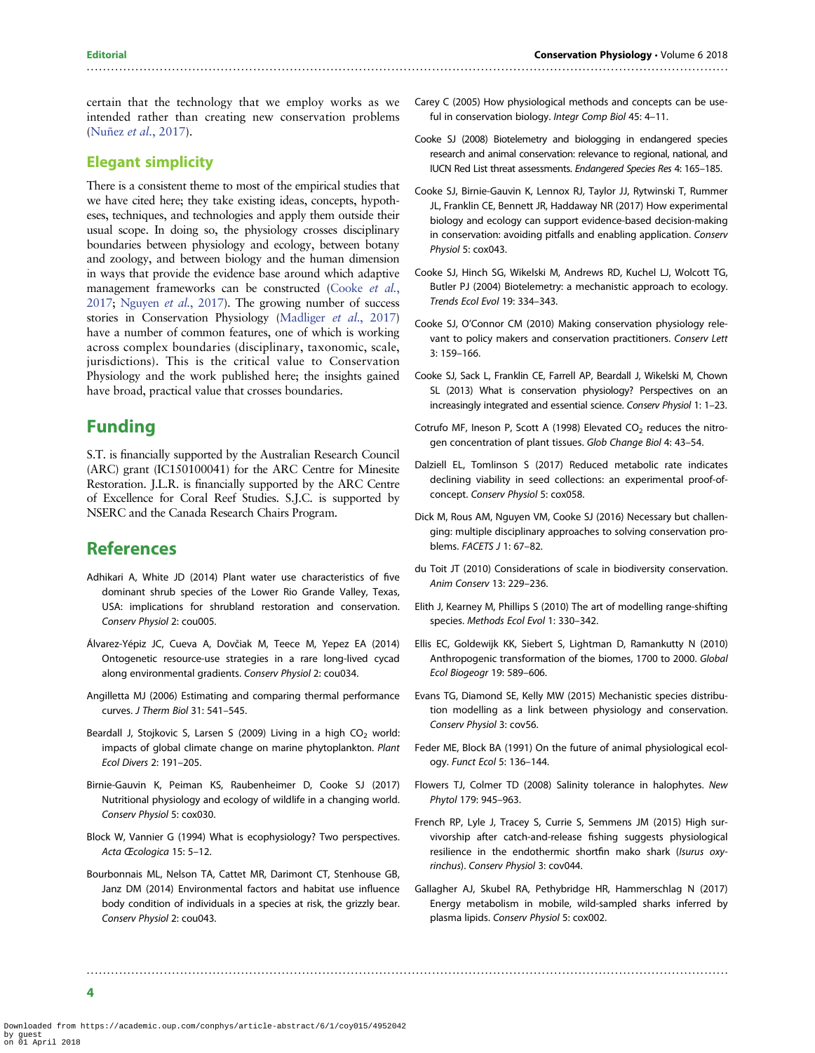certain that the technology that we employ works as we intended rather than creating new conservation problems (Nuñez *et al.*, 2017).

## Elegant simplicity

There is a consistent theme to most of the empirical studies that we have cited here; they take existing ideas, concepts, hypotheses, techniques, and technologies and apply them outside their usual scope. In doing so, the physiology crosses disciplinary boundaries between physiology and ecology, between botany and zoology, and between biology and the human dimension in ways that provide the evidence base around which adaptive management frameworks can be constructed (Cooke *et al.*, 2017; Nguyen *et al.*, 2017). The growing number of success stories in Conservation Physiology (Madliger *et al.*, 2017) have a number of common features, one of which is working across complex boundaries (disciplinary, taxonomic, scale, jurisdictions). This is the critical value to Conservation Physiology and the work published here; the insights gained have broad, practical value that crosses boundaries.

# Funding

S.T. is financially supported by the Australian Research Council (ARC) grant (IC150100041) for the ARC Centre for Minesite Restoration. J.L.R. is financially supported by the ARC Centre of Excellence for Coral Reef Studies. S.J.C. is supported by NSERC and the Canada Research Chairs Program.

# References

Adhikari A, White JD (2014) Plant water use characteristics of five dominant shrub species of the Lower Rio Grande Valley, Texas, USA: implications for shrubland restoration and conservation. *Conserv Physiol* 2: cou005.

Álvarez-Yépiz JC, Cueva A, Dovčiak M, Teece M, Yepez EA (2014) Ontogenetic resource-use strategies in a rare long-lived cycad along environmental gradients. *Conserv Physiol* 2: cou034.

Angilletta MJ (2006) Estimating and comparing thermal performance curves. *J Therm Biol* 31: 541–545.

Beardall J, Stojkovic S, Larsen S (2009) Living in a high $CO_2$ world: impacts of global climate change on marine phytoplankton. *Plant Ecol Divers* 2: 191–205.

Birnie-Gauvin K, Peiman KS, Raubenheimer D, Cooke SJ (2017) Nutritional physiology and ecology of wildlife in a changing world. *Conserv Physiol* 5: cox030.

Block W, Vannier G (1994) What is ecophysiology? Two perspectives. *Acta Œcologica* 15: 5–12.

Bourbonnais ML, Nelson TA, Cattet MR, Darimont CT, Stenhouse GB, Janz DM (2014) Environmental factors and habitat use influence body condition of individuals in a species at risk, the grizzly bear. *Conserv Physiol* 2: cou043.

Carey C (2005) How physiological methods and concepts can be useful in conservation biology. *Integr Comp Biol* 45: 4–11.

Cooke SJ (2008) Biotelemetry and biologging in endangered species research and animal conservation: relevance to regional, national, and IUCN Red List threat assessments. *Endangered Species Res* 4: 165–185.

Cooke SJ, Birnie-Gauvin K, Lennox RJ, Taylor JJ, Rytwinski T, Rummer JL, Franklin CE, Bennett JR, Haddaway NR (2017) How experimental biology and ecology can support evidence-based decision-making in conservation: avoiding pitfalls and enabling application. *Conserv Physiol* 5: cox043.

Cooke SJ, Hinch SG, Wikelski M, Andrews RD, Kuchel LJ, Wolcott TG, Butler PJ (2004) Biotelemetry: a mechanistic approach to ecology. *Trends Ecol Evol* 19: 334–343.

Cooke SJ, O'Connor CM (2010) Making conservation physiology relevant to policy makers and conservation practitioners. *Conserv Lett* 3: 159–166.

Cooke SJ, Sack L, Franklin CE, Farrell AP, Beardall J, Wikelski M, Chown SL (2013) What is conservation physiology? Perspectives on an increasingly integrated and essential science. *Conserv Physiol* 1: 1–23.

Cotrufo MF, Ineson P, Scott A (1998) Elevated $CO_2$ reduces the nitrogen concentration of plant tissues. *Glob Change Biol* 4: 43–54.

Dalziell EL, Tomlinson S (2017) Reduced metabolic rate indicates declining viability in seed collections: an experimental proof-of-concept. *Conserv Physiol* 5: cox058.

Dick M, Rous AM, Nguyen VM, Cooke SJ (2016) Necessary but challenging: multiple disciplinary approaches to solving conservation problems. *FACETS J* 1: 67–82.

du Toit JT (2010) Considerations of scale in biodiversity conservation. *Anim Conserv* 13: 229–236.

Elith J, Kearney M, Phillips S (2010) The art of modelling range-shifting species. *Methods Ecol Evol* 1: 330–342.

Ellis EC, Goldewijk KK, Siebert S, Lightman D, Ramankutty N (2010) Anthropogenic transformation of the biomes, 1700 to 2000. *Global Ecol Biogeogr* 19: 589–606.

Evans TG, Diamond SE, Kelly MW (2015) Mechanistic species distribution modelling as a link between physiology and conservation. *Conserv Physiol* 3: cov56.

Feder ME, Block BA (1991) On the future of animal physiological ecology. *Funct Ecol* 5: 136–144.

Flowers TJ, Colmer TD (2008) Salinity tolerance in halophytes. *New Phytol* 179: 945–963.

French RP, Lyle J, Tracey S, Currie S, Semmens JM (2015) High survivorship after catch-and-release fishing suggests physiological resilience in the endothermic shortfin mako shark (*Isurus oxyrinchus*). *Conserv Physiol* 3: cov044.

Gallagher AJ, Skubel RA, Pethybridge HR, Hammerschlag N (2017) Energy metabolism in mobile, wild-sampled sharks inferred by plasma lipids. *Conserv Physiol* 5: cox002.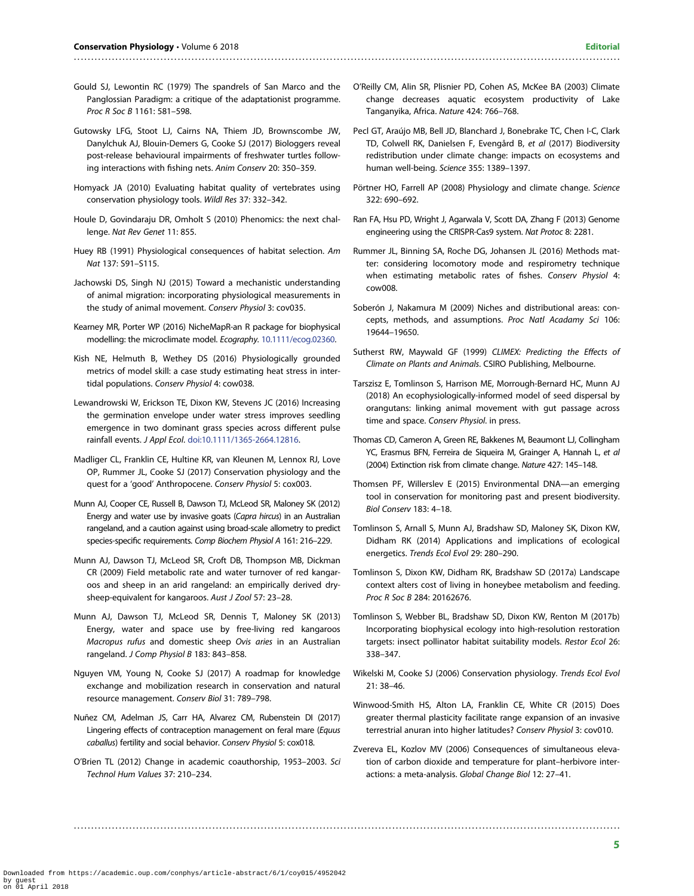Gould SJ, Lewontin RC (1979) The spandrels of San Marco and the Panglossian Paradigm: a critique of the adaptationist programme. *Proc R Soc B* 1161: 581–598.

Gutowsky LFG, Stoot LJ, Cairns NA, Thiem JD, Brownscombe JW, Danylchuk AJ, Blouin-Demers G, Cooke SJ (2017) Biologgers reveal post-release behavioural impairments of freshwater turtles following interactions with fishing nets. *Anim Conserv* 20: 350–359.

Homyack JA (2010) Evaluating habitat quality of vertebrates using conservation physiology tools. *Wildl Res* 37: 332–342.

Houle D, Govindaraju DR, Omholt S (2010) Phenomics: the next challenge. *Nat Rev Genet* 11: 855.

Huey RB (1991) Physiological consequences of habitat selection. *Am Nat* 137: S91–S115.

Jachowski DS, Singh NJ (2015) Toward a mechanistic understanding of animal migration: incorporating physiological measurements in the study of animal movement. *Conserv Physiol* 3: cov035.

Kearney MR, Porter WP (2016) NicheMapR-an R package for biophysical modelling: the microclimate model. *Ecography*. 10.1111/ecog.02360.

Kish NE, Helmuth B, Wethey DS (2016) Physiologically grounded metrics of model skill: a case study estimating heat stress in intertidal populations. *Conserv Physiol* 4: cow038.

Lewandrowski W, Erickson TE, Dixon KW, Stevens JC (2016) Increasing the germination envelope under water stress improves seedling emergence in two dominant grass species across different pulse rainfall events. *J Appl Ecol*. doi:10.1111/1365-2664.12816.

Madliger CL, Franklin CE, Hultine KR, van Kleunen M, Lennox RJ, Love OP, Rummer JL, Cooke SJ (2017) Conservation physiology and the quest for a 'good' Anthropocene. *Conserv Physiol* 5: cox003.

Munn AJ, Cooper CE, Russell B, Dawson TJ, McLeod SR, Maloney SK (2012) Energy and water use by invasive goats (*Capra hircus*) in an Australian rangeland, and a caution against using broad-scale allometry to predict species-specific requirements. *Comp Biochem Physiol A* 161: 216–229.

Munn AJ, Dawson TJ, McLeod SR, Croft DB, Thompson MB, Dickman CR (2009) Field metabolic rate and water turnover of red kangaroos and sheep in an arid rangeland: an empirically derived dry-sheep-equivalent for kangaroos. *Aust J Zool* 57: 23–28.

Munn AJ, Dawson TJ, McLeod SR, Dennis T, Maloney SK (2013) Energy, water and space use by free-living red kangaroos *Macropus rufus* and domestic sheep *Ovis aries* in an Australian rangeland. *J Comp Physiol B* 183: 843–858.

Nguyen VM, Young N, Cooke SJ (2017) A roadmap for knowledge exchange and mobilization research in conservation and natural resource management. *Conserv Biol* 31: 789–798.

Nuñez CM, Adelman JS, Carr HA, Alvarez CM, Rubenstein DI (2017) Lingering effects of contraception management on feral mare (*Equus caballus*) fertility and social behavior. *Conserv Physiol* 5: cox018.

O'Brien TL (2012) Change in academic coauthorship, 1953–2003. *Sci Technol Hum Values* 37: 210–234.

O'Reilly CM, Alin SR, Plisnier PD, Cohen AS, McKee BA (2003) Climate change decreases aquatic ecosystem productivity of Lake Tanganyika, Africa. *Nature* 424: 766–768.

Pecl GT, Araújo MB, Bell JD, Blanchard J, Bonebrake TC, Chen I-C, Clark TD, Colwell RK, Danielsen F, Evengård B, *et al* (2017) Biodiversity redistribution under climate change: impacts on ecosystems and human well-being. *Science* 355: 1389–1397.

Pörtner HO, Farrell AP (2008) Physiology and climate change. *Science* 322: 690–692.

Ran FA, Hsu PD, Wright J, Agarwala V, Scott DA, Zhang F (2013) Genome engineering using the CRISPR-Cas9 system. *Nat Protoc* 8: 2281.

Rummer JL, Binning SA, Roche DG, Johansen JL (2016) Methods matter: considering locomotory mode and respirometry technique when estimating metabolic rates of fishes. *Conserv Physiol* 4: cow008.

Soberón J, Nakamura M (2009) Niches and distributional areas: concepts, methods, and assumptions. *Proc Natl Acadamy Sci* 106: 19644–19650.

Sutherst RW, Maywald GF (1999) *CLIMEX: Predicting the Effects of Climate on Plants and Animals*. CSIRO Publishing, Melbourne.

Tarszisz E, Tomlinson S, Harrison ME, Morrough-Bernard HC, Munn AJ (2018) An ecophysiologically-informed model of seed dispersal by orangutans: linking animal movement with gut passage across time and space. *Conserv Physiol*. in press.

Thomas CD, Cameron A, Green RE, Bakkenes M, Beaumont LJ, Collingham YC, Erasmus BFN, Ferreira de Siqueira M, Grainger A, Hannah L, *et al* (2004) Extinction risk from climate change. *Nature* 427: 145–148.

Thomsen PF, Willerslev E (2015) Environmental DNA—an emerging tool in conservation for monitoring past and present biodiversity. *Biol Conserv* 183: 4–18.

Tomlinson S, Arnall S, Munn AJ, Bradshaw SD, Maloney SK, Dixon KW, Didham RK (2014) Applications and implications of ecological energetics. *Trends Ecol Evol* 29: 280–290.

Tomlinson S, Dixon KW, Didham RK, Bradshaw SD (2017a) Landscape context alters cost of living in honeybee metabolism and feeding. *Proc R Soc B* 284: 20162676.

Tomlinson S, Webber BL, Bradshaw SD, Dixon KW, Renton M (2017b) Incorporating biophysical ecology into high-resolution restoration targets: insect pollinator habitat suitability models. *Restor Ecol* 26: 338–347.

Wikelski M, Cooke SJ (2006) Conservation physiology. *Trends Ecol Evol* 21: 38–46.

Winwood-Smith HS, Alton LA, Franklin CE, White CR (2015) Does greater thermal plasticity facilitate range expansion of an invasive terrestrial anuran into higher latitudes? *Conserv Physiol* 3: cov010.

Zvereva EL, Kozlov MV (2006) Consequences of simultaneous elevation of carbon dioxide and temperature for plant–herbivore interactions: a meta-analysis. *Global Change Biol* 12: 27–41.